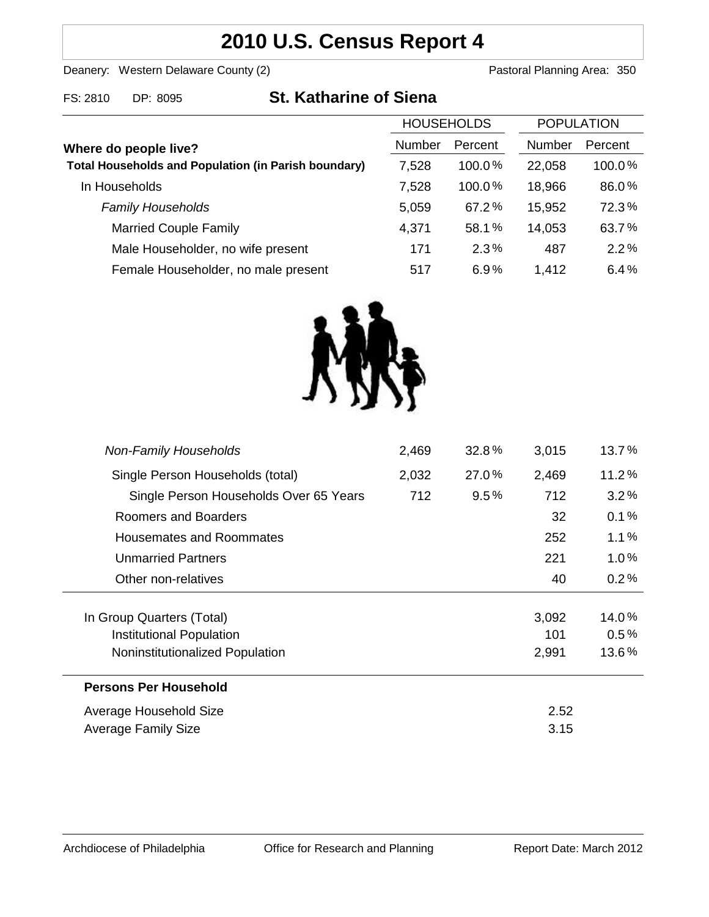# 2010 U.S. Census Report 4

Deanery: Western Delaware County (2) Pastoral Planning Area: 350

FS: 2810 DP: 8095

## St. Katharine of Siena

| Where do people live? | HOUSEHOLDS | | POPULATION | |
|---|---|---|---|---|
| | Number | Percent | Number | Percent |
| **Total Households and Population (in Parish boundary)** | 7,528 | 100.0% | 22,058 | 100.0% |
| In Households | 7,528 | 100.0% | 18,966 | 86.0% |
| *Family Households* | 5,059 | 67.2% | 15,952 | 72.3% |
| Married Couple Family | 4,371 | 58.1% | 14,053 | 63.7% |
| Male Householder, no wife present | 171 | 2.3% | 487 | 2.2% |
| Female Householder, no male present | 517 | 6.9% | 1,412 | 6.4% |
| *Non-Family Households* | 2,469 | 32.8% | 3,015 | 13.7% |
| Single Person Households (total) | 2,032 | 27.0% | 2,469 | 11.2% |
| Single Person Households Over 65 Years | 712 | 9.5% | 712 | 3.2% |
| Roomers and Boarders | | | 32 | 0.1% |
| Housemates and Roommates | | | 252 | 1.1% |
| Unmarried Partners | | | 221 | 1.0% |
| Other non-relatives | | | 40 | 0.2% |
| In Group Quarters (Total) | | | 3,092 | 14.0% |
| Institutional Population | | | 101 | 0.5% |
| Noninstitutionalized Population | | | 2,991 | 13.6% |

**Persons Per Household**

| | |
|---|---|
| Average Household Size | 2.52 |
| Average Family Size | 3.15 |

Archdiocese of Philadelphia Office for Research and Planning Report Date: March 2012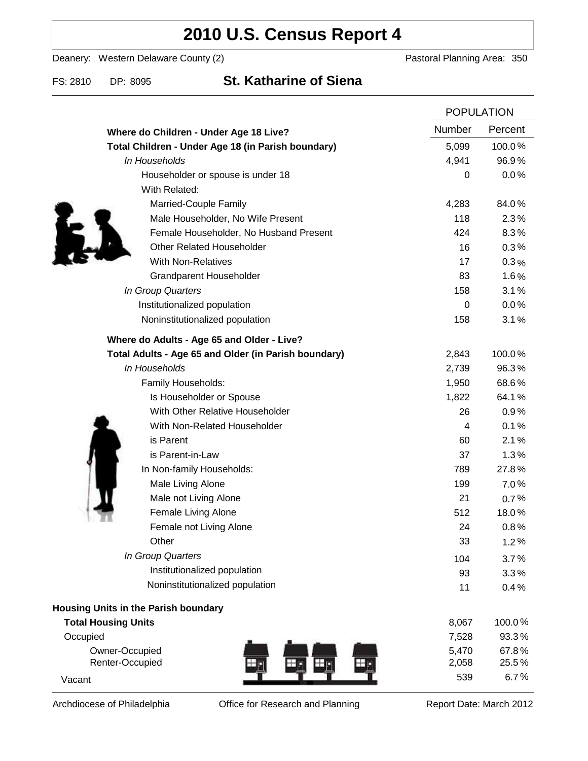# 2010 U.S. Census Report 4

Deanery: Western Delaware County (2) Pastoral Planning Area: 350

FS: 2810 DP: 8095 **St. Katharine of Siena**

| | POPULATION | |
|---|---|---|
| **Where do Children - Under Age 18 Live?** | Number | Percent |
| **Total Children - Under Age 18 (in Parish boundary)** | 5,099 | 100.0% |
| *In Households* | 4,941 | 96.9% |
| Householder or spouse is under 18 | 0 | 0.0% |
| With Related: | | |
| Married-Couple Family | 4,283 | 84.0% |
| Male Householder, No Wife Present | 118 | 2.3% |
| Female Householder, No Husband Present | 424 | 8.3% |
| Other Related Householder | 16 | 0.3% |
| With Non-Relatives | 17 | 0.3% |
| Grandparent Householder | 83 | 1.6% |
| *In Group Quarters* | 158 | 3.1% |
| Institutionalized population | 0 | 0.0% |
| Noninstitutionalized population | 158 | 3.1% |
| **Where do Adults - Age 65 and Older - Live?** | | |
| **Total Adults - Age 65 and Older (in Parish boundary)** | 2,843 | 100.0% |
| *In Households* | 2,739 | 96.3% |
| Family Households: | 1,950 | 68.6% |
| Is Householder or Spouse | 1,822 | 64.1% |
| With Other Relative Householder | 26 | 0.9% |
| With Non-Related Householder | 4 | 0.1% |
| is Parent | 60 | 2.1% |
| is Parent-in-Law | 37 | 1.3% |
| In Non-family Households: | 789 | 27.8% |
| Male Living Alone | 199 | 7.0% |
| Male not Living Alone | 21 | 0.7% |
| Female Living Alone | 512 | 18.0% |
| Female not Living Alone | 24 | 0.8% |
| Other | 33 | 1.2% |
| *In Group Quarters* | 104 | 3.7% |
| Institutionalized population | 93 | 3.3% |
| Noninstitutionalized population | 11 | 0.4% |
| **Housing Units in the Parish boundary** | | |
| **Total Housing Units** | 8,067 | 100.0% |
| Occupied | 7,528 | 93.3% |
| Owner-Occupied | 5,470 | 67.8% |
| Renter-Occupied | 2,058 | 25.5% |
| Vacant | 539 | 6.7% |

Archdiocese of Philadelphia Office for Research and Planning Report Date: March 2012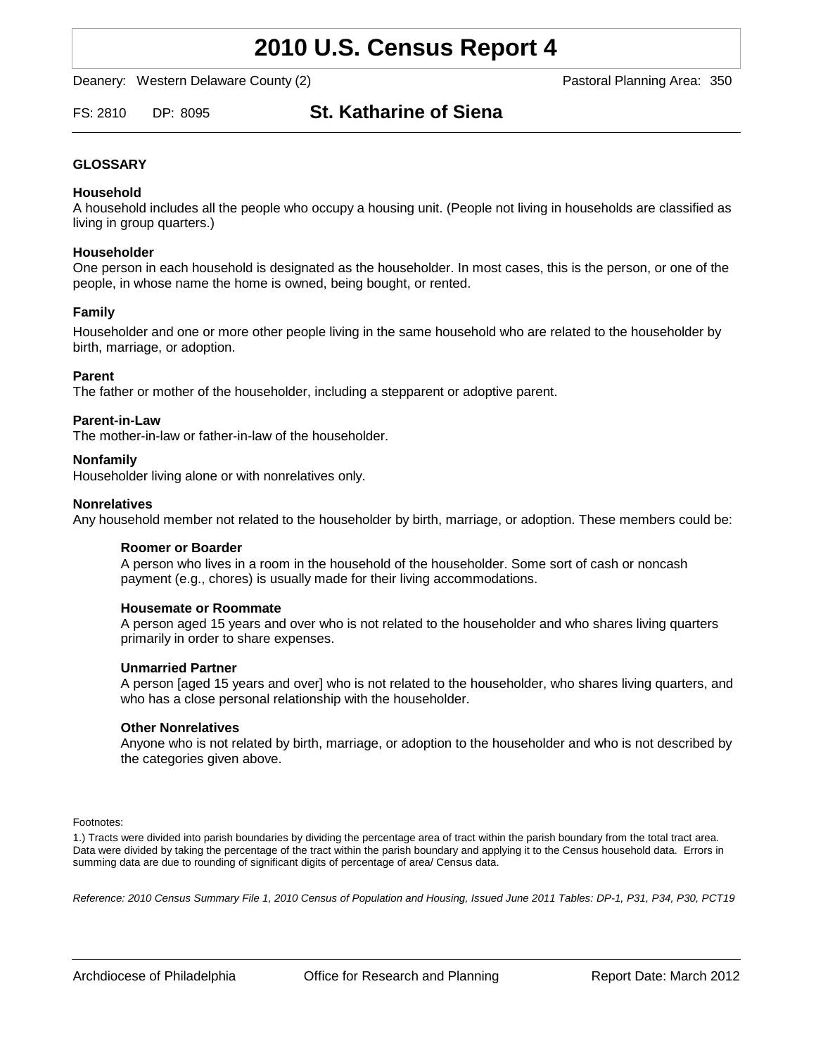# 2010 U.S. Census Report 4

Deanery: Western Delaware County (2) Pastoral Planning Area: 350

FS: 2810 DP: 8095

## St. Katharine of Siena

### GLOSSARY

**Household**
A household includes all the people who occupy a housing unit. (People not living in households are classified as living in group quarters.)

**Householder**
One person in each household is designated as the householder. In most cases, this is the person, or one of the people, in whose name the home is owned, being bought, or rented.

**Family**
Householder and one or more other people living in the same household who are related to the householder by birth, marriage, or adoption.

**Parent**
The father or mother of the householder, including a stepparent or adoptive parent.

**Parent-in-Law**
The mother-in-law or father-in-law of the householder.

**Nonfamily**
Householder living alone or with nonrelatives only.

**Nonrelatives**
Any household member not related to the householder by birth, marriage, or adoption. These members could be:

> **Roomer or Boarder**
> A person who lives in a room in the household of the householder. Some sort of cash or noncash payment (e.g., chores) is usually made for their living accommodations.
>
> **Housemate or Roommate**
> A person aged 15 years and over who is not related to the householder and who shares living quarters primarily in order to share expenses.
>
> **Unmarried Partner**
> A person [aged 15 years and over] who is not related to the householder, who shares living quarters, and who has a close personal relationship with the householder.
>
> **Other Nonrelatives**
> Anyone who is not related by birth, marriage, or adoption to the householder and who is not described by the categories given above.

Footnotes:

1.) Tracts were divided into parish boundaries by dividing the percentage area of tract within the parish boundary from the total tract area. Data were divided by taking the percentage of the tract within the parish boundary and applying it to the Census household data. Errors in summing data are due to rounding of significant digits of percentage of area/ Census data.

*Reference: 2010 Census Summary File 1, 2010 Census of Population and Housing, Issued June 2011 Tables: DP-1, P31, P34, P30, PCT19*

Archdiocese of Philadelphia Office for Research and Planning Report Date: March 2012